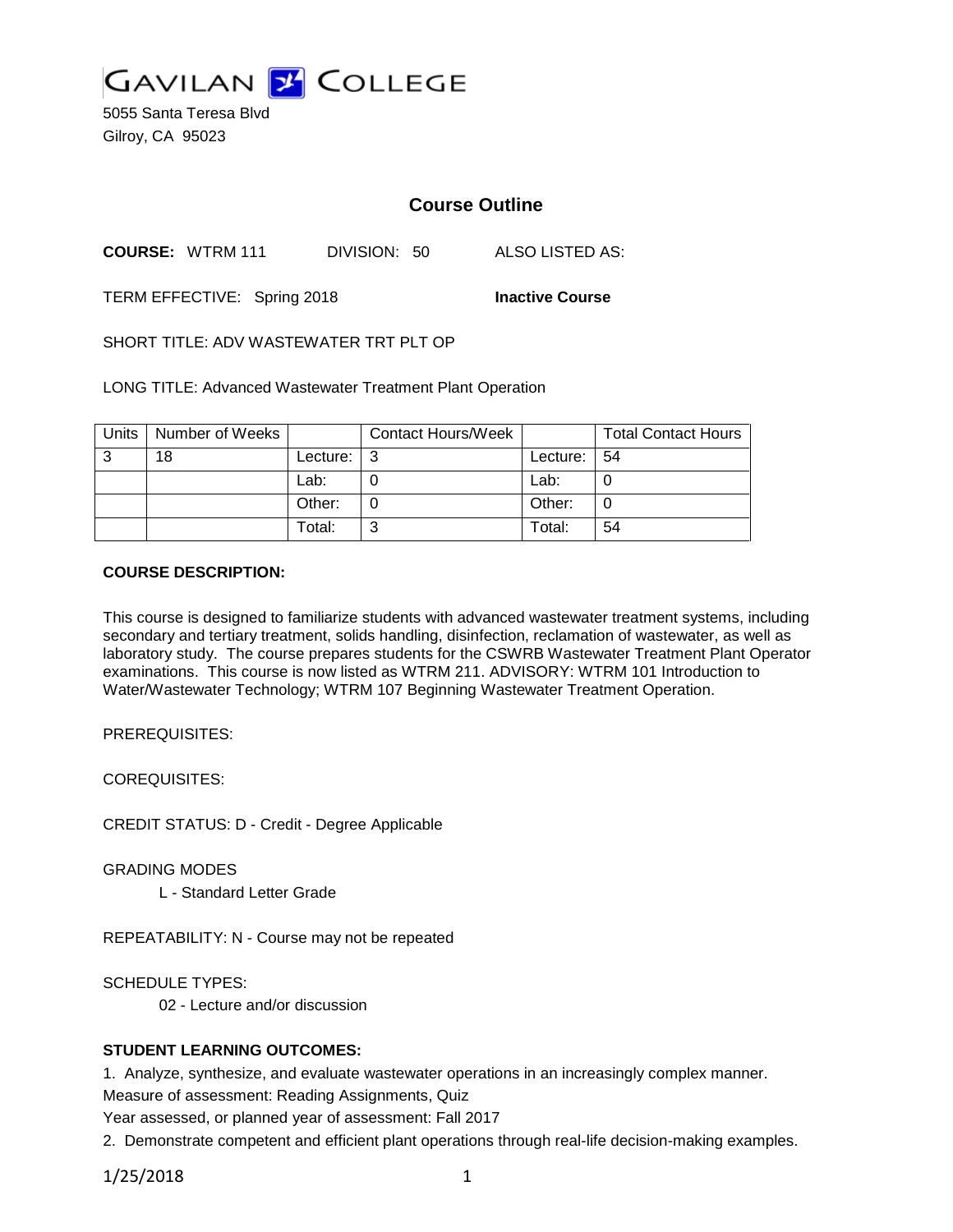# GAVILAN COLLEGE

5055 Santa Teresa Blvd
Gilroy, CA 95023

## Course Outline

**COURSE:** WTRM 111 DIVISION: 50 ALSO LISTED AS:

TERM EFFECTIVE: Spring 2018 **Inactive Course**

SHORT TITLE: ADV WASTEWATER TRT PLT OP

LONG TITLE: Advanced Wastewater Treatment Plant Operation

| Units | Number of Weeks | | Contact Hours/Week | | Total Contact Hours |
|---|---|---|---|---|---|
| 3 | 18 | Lecture: | 3 | Lecture: | 54 |
| | | Lab: | 0 | Lab: | 0 |
| | | Other: | 0 | Other: | 0 |
| | | Total: | 3 | Total: | 54 |

**COURSE DESCRIPTION:**

This course is designed to familiarize students with advanced wastewater treatment systems, including secondary and tertiary treatment, solids handling, disinfection, reclamation of wastewater, as well as laboratory study. The course prepares students for the CSWRB Wastewater Treatment Plant Operator examinations. This course is now listed as WTRM 211. ADVISORY: WTRM 101 Introduction to Water/Wastewater Technology; WTRM 107 Beginning Wastewater Treatment Operation.

PREREQUISITES:

COREQUISITES:

CREDIT STATUS: D - Credit - Degree Applicable

GRADING MODES

L - Standard Letter Grade

REPEATABILITY: N - Course may not be repeated

SCHEDULE TYPES:

02 - Lecture and/or discussion

**STUDENT LEARNING OUTCOMES:**

1. Analyze, synthesize, and evaluate wastewater operations in an increasingly complex manner.
Measure of assessment: Reading Assignments, Quiz
Year assessed, or planned year of assessment: Fall 2017

2. Demonstrate competent and efficient plant operations through real-life decision-making examples.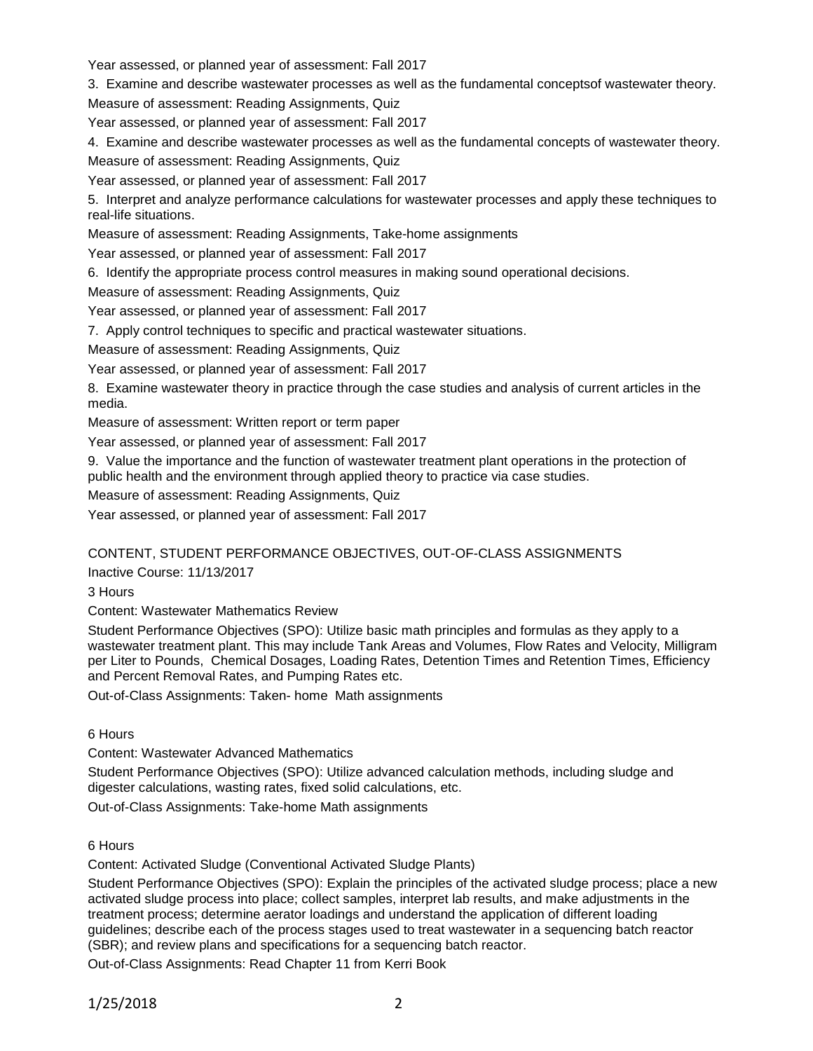Year assessed, or planned year of assessment: Fall 2017

3. Examine and describe wastewater processes as well as the fundamental conceptsof wastewater theory.

Measure of assessment: Reading Assignments, Quiz

Year assessed, or planned year of assessment: Fall 2017

4. Examine and describe wastewater processes as well as the fundamental concepts of wastewater theory.

Measure of assessment: Reading Assignments, Quiz

Year assessed, or planned year of assessment: Fall 2017

5. Interpret and analyze performance calculations for wastewater processes and apply these techniques to real-life situations.

Measure of assessment: Reading Assignments, Take-home assignments

Year assessed, or planned year of assessment: Fall 2017

6. Identify the appropriate process control measures in making sound operational decisions.

Measure of assessment: Reading Assignments, Quiz

Year assessed, or planned year of assessment: Fall 2017

7. Apply control techniques to specific and practical wastewater situations.

Measure of assessment: Reading Assignments, Quiz

Year assessed, or planned year of assessment: Fall 2017

8. Examine wastewater theory in practice through the case studies and analysis of current articles in the media.

Measure of assessment: Written report or term paper

Year assessed, or planned year of assessment: Fall 2017

9. Value the importance and the function of wastewater treatment plant operations in the protection of public health and the environment through applied theory to practice via case studies.

Measure of assessment: Reading Assignments, Quiz

Year assessed, or planned year of assessment: Fall 2017

## CONTENT, STUDENT PERFORMANCE OBJECTIVES, OUT-OF-CLASS ASSIGNMENTS

Inactive Course: 11/13/2017

3 Hours

Content: Wastewater Mathematics Review

Student Performance Objectives (SPO): Utilize basic math principles and formulas as they apply to a wastewater treatment plant. This may include Tank Areas and Volumes, Flow Rates and Velocity, Milligram per Liter to Pounds, Chemical Dosages, Loading Rates, Detention Times and Retention Times, Efficiency and Percent Removal Rates, and Pumping Rates etc.

Out-of-Class Assignments: Taken- home Math assignments

6 Hours

Content: Wastewater Advanced Mathematics

Student Performance Objectives (SPO): Utilize advanced calculation methods, including sludge and digester calculations, wasting rates, fixed solid calculations, etc.

Out-of-Class Assignments: Take-home Math assignments

6 Hours

Content: Activated Sludge (Conventional Activated Sludge Plants)

Student Performance Objectives (SPO): Explain the principles of the activated sludge process; place a new activated sludge process into place; collect samples, interpret lab results, and make adjustments in the treatment process; determine aerator loadings and understand the application of different loading guidelines; describe each of the process stages used to treat wastewater in a sequencing batch reactor (SBR); and review plans and specifications for a sequencing batch reactor.

Out-of-Class Assignments: Read Chapter 11 from Kerri Book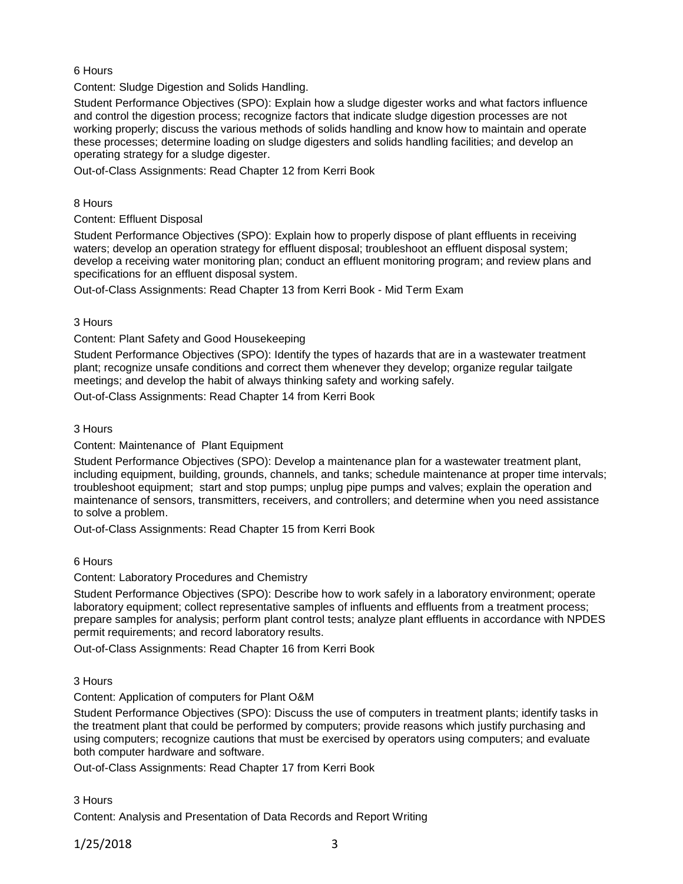6 Hours

Content: Sludge Digestion and Solids Handling.

Student Performance Objectives (SPO): Explain how a sludge digester works and what factors influence and control the digestion process; recognize factors that indicate sludge digestion processes are not working properly; discuss the various methods of solids handling and know how to maintain and operate these processes; determine loading on sludge digesters and solids handling facilities; and develop an operating strategy for a sludge digester.

Out-of-Class Assignments: Read Chapter 12 from Kerri Book

8 Hours

Content: Effluent Disposal

Student Performance Objectives (SPO): Explain how to properly dispose of plant effluents in receiving waters; develop an operation strategy for effluent disposal; troubleshoot an effluent disposal system; develop a receiving water monitoring plan; conduct an effluent monitoring program; and review plans and specifications for an effluent disposal system.

Out-of-Class Assignments: Read Chapter 13 from Kerri Book - Mid Term Exam

3 Hours

Content: Plant Safety and Good Housekeeping

Student Performance Objectives (SPO): Identify the types of hazards that are in a wastewater treatment plant; recognize unsafe conditions and correct them whenever they develop; organize regular tailgate meetings; and develop the habit of always thinking safety and working safely.

Out-of-Class Assignments: Read Chapter 14 from Kerri Book

3 Hours

Content: Maintenance of Plant Equipment

Student Performance Objectives (SPO): Develop a maintenance plan for a wastewater treatment plant, including equipment, building, grounds, channels, and tanks; schedule maintenance at proper time intervals; troubleshoot equipment; start and stop pumps; unplug pipe pumps and valves; explain the operation and maintenance of sensors, transmitters, receivers, and controllers; and determine when you need assistance to solve a problem.

Out-of-Class Assignments: Read Chapter 15 from Kerri Book

6 Hours

Content: Laboratory Procedures and Chemistry

Student Performance Objectives (SPO): Describe how to work safely in a laboratory environment; operate laboratory equipment; collect representative samples of influents and effluents from a treatment process; prepare samples for analysis; perform plant control tests; analyze plant effluents in accordance with NPDES permit requirements; and record laboratory results.

Out-of-Class Assignments: Read Chapter 16 from Kerri Book

3 Hours

Content: Application of computers for Plant O&M

Student Performance Objectives (SPO): Discuss the use of computers in treatment plants; identify tasks in the treatment plant that could be performed by computers; provide reasons which justify purchasing and using computers; recognize cautions that must be exercised by operators using computers; and evaluate both computer hardware and software.

Out-of-Class Assignments: Read Chapter 17 from Kerri Book

3 Hours

Content: Analysis and Presentation of Data Records and Report Writing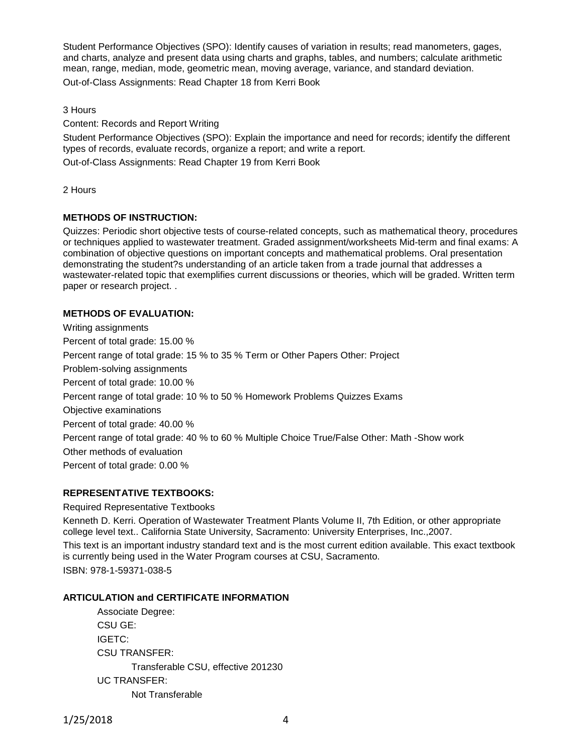Student Performance Objectives (SPO): Identify causes of variation in results; read manometers, gages, and charts, analyze and present data using charts and graphs, tables, and numbers; calculate arithmetic mean, range, median, mode, geometric mean, moving average, variance, and standard deviation.

Out-of-Class Assignments: Read Chapter 18 from Kerri Book

3 Hours

Content: Records and Report Writing

Student Performance Objectives (SPO): Explain the importance and need for records; identify the different types of records, evaluate records, organize a report; and write a report.

Out-of-Class Assignments: Read Chapter 19 from Kerri Book

2 Hours

**METHODS OF INSTRUCTION:**

Quizzes: Periodic short objective tests of course-related concepts, such as mathematical theory, procedures or techniques applied to wastewater treatment. Graded assignment/worksheets Mid-term and final exams: A combination of objective questions on important concepts and mathematical problems. Oral presentation demonstrating the student?s understanding of an article taken from a trade journal that addresses a wastewater-related topic that exemplifies current discussions or theories, which will be graded. Written term paper or research project. .

**METHODS OF EVALUATION:**

Writing assignments

Percent of total grade: 15.00 %

Percent range of total grade: 15 % to 35 % Term or Other Papers Other: Project

Problem-solving assignments

Percent of total grade: 10.00 %

Percent range of total grade: 10 % to 50 % Homework Problems Quizzes Exams

Objective examinations

Percent of total grade: 40.00 %

Percent range of total grade: 40 % to 60 % Multiple Choice True/False Other: Math -Show work

Other methods of evaluation

Percent of total grade: 0.00 %

**REPRESENTATIVE TEXTBOOKS:**

Required Representative Textbooks

Kenneth D. Kerri. Operation of Wastewater Treatment Plants Volume II, 7th Edition, or other appropriate college level text.. California State University, Sacramento: University Enterprises, Inc.,2007.

This text is an important industry standard text and is the most current edition available. This exact textbook is currently being used in the Water Program courses at CSU, Sacramento.

ISBN: 978-1-59371-038-5

**ARTICULATION and CERTIFICATE INFORMATION**

Associate Degree:

CSU GE:

IGETC:

CSU TRANSFER:

Transferable CSU, effective 201230

UC TRANSFER:

Not Transferable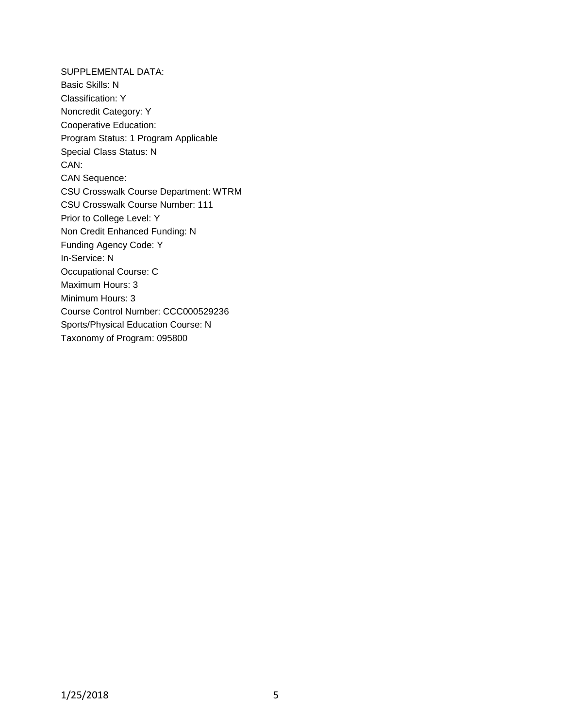SUPPLEMENTAL DATA:
Basic Skills: N
Classification: Y
Noncredit Category: Y
Cooperative Education:
Program Status: 1 Program Applicable
Special Class Status: N
CAN:
CAN Sequence:
CSU Crosswalk Course Department: WTRM
CSU Crosswalk Course Number: 111
Prior to College Level: Y
Non Credit Enhanced Funding: N
Funding Agency Code: Y
In-Service: N
Occupational Course: C
Maximum Hours: 3
Minimum Hours: 3
Course Control Number: CCC000529236
Sports/Physical Education Course: N
Taxonomy of Program: 095800